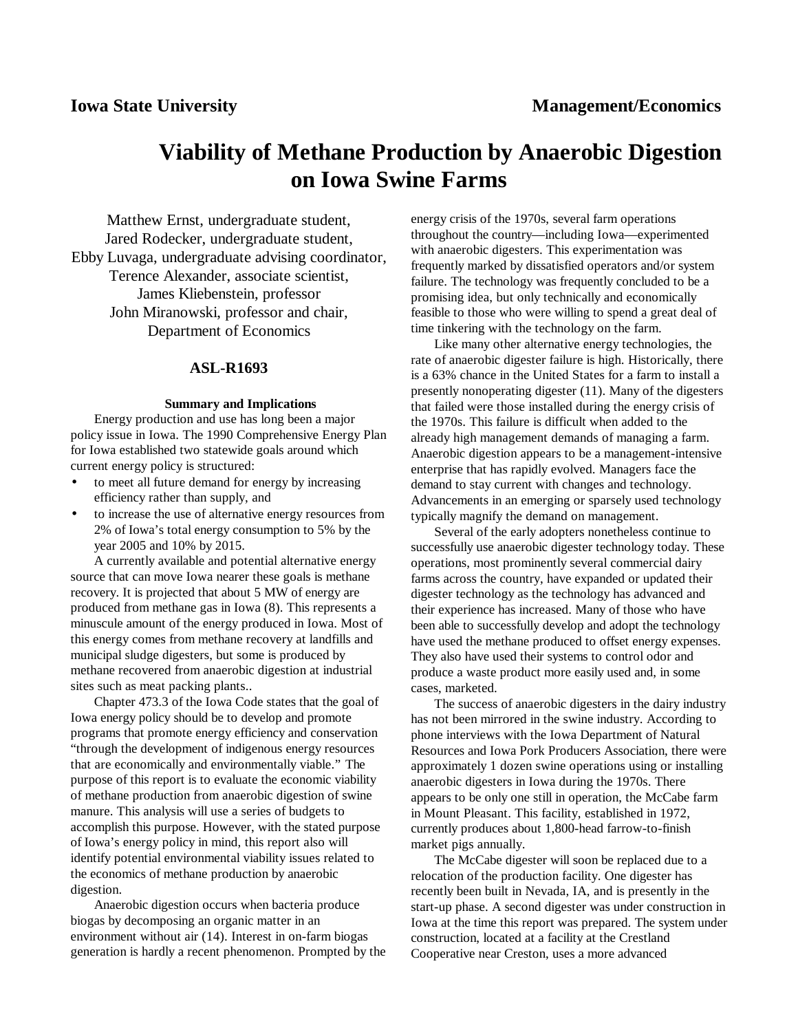**Iowa State University** **Management/Economics**

# Viability of Methane Production by Anaerobic Digestion on Iowa Swine Farms

Matthew Ernst, undergraduate student,
Jared Rodecker, undergraduate student,
Ebby Luvaga, undergraduate advising coordinator,
Terence Alexander, associate scientist,
James Kliebenstein, professor
John Miranowski, professor and chair,
Department of Economics

**ASL-R1693**

### Summary and Implications

Energy production and use has long been a major policy issue in Iowa. The 1990 Comprehensive Energy Plan for Iowa established two statewide goals around which current energy policy is structured:

- to meet all future demand for energy by increasing efficiency rather than supply, and
- to increase the use of alternative energy resources from 2% of Iowa's total energy consumption to 5% by the year 2005 and 10% by 2015.

A currently available and potential alternative energy source that can move Iowa nearer these goals is methane recovery. It is projected that about 5 MW of energy are produced from methane gas in Iowa (8). This represents a minuscule amount of the energy produced in Iowa. Most of this energy comes from methane recovery at landfills and municipal sludge digesters, but some is produced by methane recovered from anaerobic digestion at industrial sites such as meat packing plants..

Chapter 473.3 of the Iowa Code states that the goal of Iowa energy policy should be to develop and promote programs that promote energy efficiency and conservation "through the development of indigenous energy resources that are economically and environmentally viable." The purpose of this report is to evaluate the economic viability of methane production from anaerobic digestion of swine manure. This analysis will use a series of budgets to accomplish this purpose. However, with the stated purpose of Iowa's energy policy in mind, this report also will identify potential environmental viability issues related to the economics of methane production by anaerobic digestion.

Anaerobic digestion occurs when bacteria produce biogas by decomposing an organic matter in an environment without air (14). Interest in on-farm biogas generation is hardly a recent phenomenon. Prompted by the energy crisis of the 1970s, several farm operations throughout the country—including Iowa—experimented with anaerobic digesters. This experimentation was frequently marked by dissatisfied operators and/or system failure. The technology was frequently concluded to be a promising idea, but only technically and economically feasible to those who were willing to spend a great deal of time tinkering with the technology on the farm.

Like many other alternative energy technologies, the rate of anaerobic digester failure is high. Historically, there is a 63% chance in the United States for a farm to install a presently nonoperating digester (11). Many of the digesters that failed were those installed during the energy crisis of the 1970s. This failure is difficult when added to the already high management demands of managing a farm. Anaerobic digestion appears to be a management-intensive enterprise that has rapidly evolved. Managers face the demand to stay current with changes and technology. Advancements in an emerging or sparsely used technology typically magnify the demand on management.

Several of the early adopters nonetheless continue to successfully use anaerobic digester technology today. These operations, most prominently several commercial dairy farms across the country, have expanded or updated their digester technology as the technology has advanced and their experience has increased. Many of those who have been able to successfully develop and adopt the technology have used the methane produced to offset energy expenses. They also have used their systems to control odor and produce a waste product more easily used and, in some cases, marketed.

The success of anaerobic digesters in the dairy industry has not been mirrored in the swine industry. According to phone interviews with the Iowa Department of Natural Resources and Iowa Pork Producers Association, there were approximately 1 dozen swine operations using or installing anaerobic digesters in Iowa during the 1970s. There appears to be only one still in operation, the McCabe farm in Mount Pleasant. This facility, established in 1972, currently produces about 1,800-head farrow-to-finish market pigs annually.

The McCabe digester will soon be replaced due to a relocation of the production facility. One digester has recently been built in Nevada, IA, and is presently in the start-up phase. A second digester was under construction in Iowa at the time this report was prepared. The system under construction, located at a facility at the Crestland Cooperative near Creston, uses a more advanced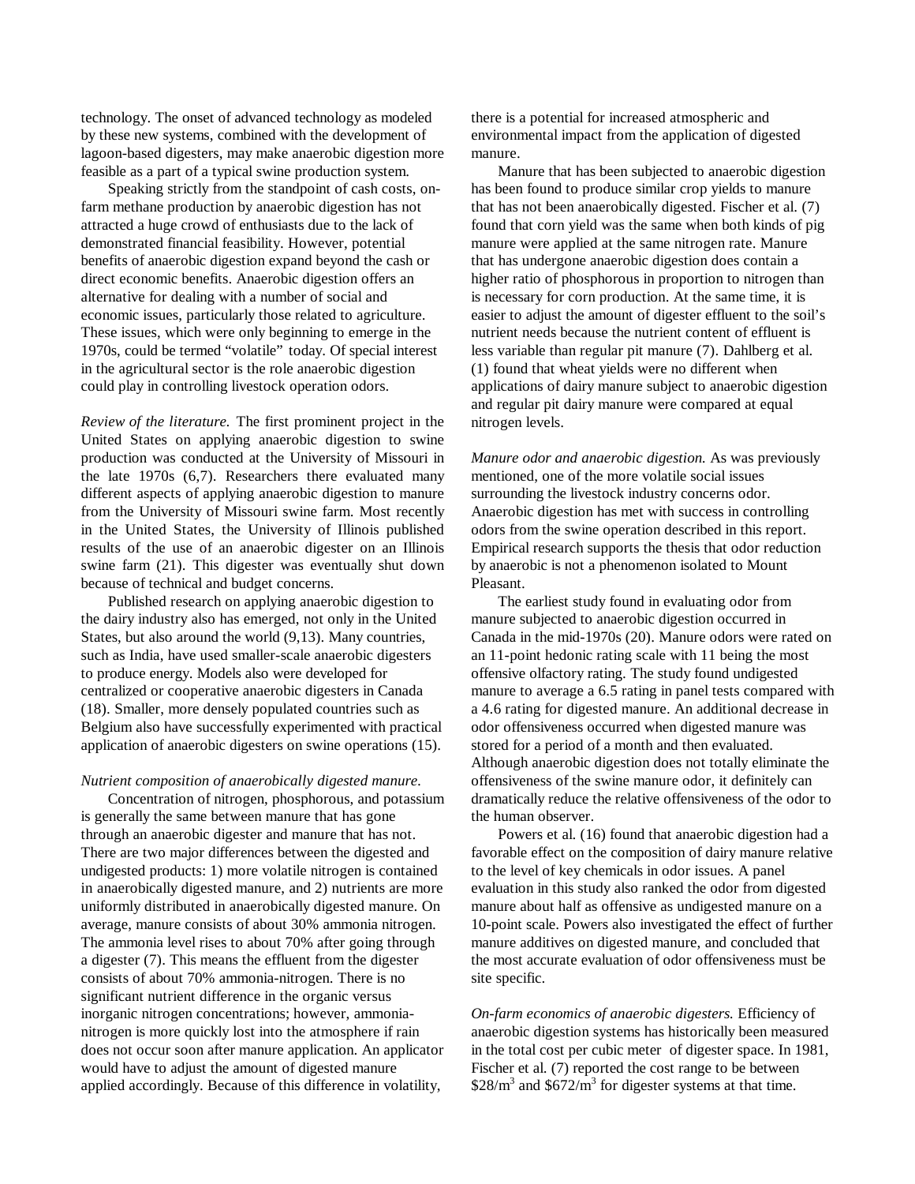technology. The onset of advanced technology as modeled by these new systems, combined with the development of lagoon-based digesters, may make anaerobic digestion more feasible as a part of a typical swine production system.

Speaking strictly from the standpoint of cash costs, on-farm methane production by anaerobic digestion has not attracted a huge crowd of enthusiasts due to the lack of demonstrated financial feasibility. However, potential benefits of anaerobic digestion expand beyond the cash or direct economic benefits. Anaerobic digestion offers an alternative for dealing with a number of social and economic issues, particularly those related to agriculture. These issues, which were only beginning to emerge in the 1970s, could be termed "volatile" today. Of special interest in the agricultural sector is the role anaerobic digestion could play in controlling livestock operation odors.

*Review of the literature.* The first prominent project in the United States on applying anaerobic digestion to swine production was conducted at the University of Missouri in the late 1970s (6,7). Researchers there evaluated many different aspects of applying anaerobic digestion to manure from the University of Missouri swine farm. Most recently in the United States, the University of Illinois published results of the use of an anaerobic digester on an Illinois swine farm (21). This digester was eventually shut down because of technical and budget concerns.

Published research on applying anaerobic digestion to the dairy industry also has emerged, not only in the United States, but also around the world (9,13). Many countries, such as India, have used smaller-scale anaerobic digesters to produce energy. Models also were developed for centralized or cooperative anaerobic digesters in Canada (18). Smaller, more densely populated countries such as Belgium also have successfully experimented with practical application of anaerobic digesters on swine operations (15).

*Nutrient composition of anaerobically digested manure.*

Concentration of nitrogen, phosphorous, and potassium is generally the same between manure that has gone through an anaerobic digester and manure that has not. There are two major differences between the digested and undigested products: 1) more volatile nitrogen is contained in anaerobically digested manure, and 2) nutrients are more uniformly distributed in anaerobically digested manure. On average, manure consists of about 30% ammonia nitrogen. The ammonia level rises to about 70% after going through a digester (7). This means the effluent from the digester consists of about 70% ammonia-nitrogen. There is no significant nutrient difference in the organic versus inorganic nitrogen concentrations; however, ammonia-nitrogen is more quickly lost into the atmosphere if rain does not occur soon after manure application. An applicator would have to adjust the amount of digested manure applied accordingly. Because of this difference in volatility, there is a potential for increased atmospheric and environmental impact from the application of digested manure.

Manure that has been subjected to anaerobic digestion has been found to produce similar crop yields to manure that has not been anaerobically digested. Fischer et al. (7) found that corn yield was the same when both kinds of pig manure were applied at the same nitrogen rate. Manure that has undergone anaerobic digestion does contain a higher ratio of phosphorous in proportion to nitrogen than is necessary for corn production. At the same time, it is easier to adjust the amount of digester effluent to the soil's nutrient needs because the nutrient content of effluent is less variable than regular pit manure (7). Dahlberg et al. (1) found that wheat yields were no different when applications of dairy manure subject to anaerobic digestion and regular pit dairy manure were compared at equal nitrogen levels.

*Manure odor and anaerobic digestion.* As was previously mentioned, one of the more volatile social issues surrounding the livestock industry concerns odor. Anaerobic digestion has met with success in controlling odors from the swine operation described in this report. Empirical research supports the thesis that odor reduction by anaerobic is not a phenomenon isolated to Mount Pleasant.

The earliest study found in evaluating odor from manure subjected to anaerobic digestion occurred in Canada in the mid-1970s (20). Manure odors were rated on an 11-point hedonic rating scale with 11 being the most offensive olfactory rating. The study found undigested manure to average a 6.5 rating in panel tests compared with a 4.6 rating for digested manure. An additional decrease in odor offensiveness occurred when digested manure was stored for a period of a month and then evaluated. Although anaerobic digestion does not totally eliminate the offensiveness of the swine manure odor, it definitely can dramatically reduce the relative offensiveness of the odor to the human observer.

Powers et al. (16) found that anaerobic digestion had a favorable effect on the composition of dairy manure relative to the level of key chemicals in odor issues. A panel evaluation in this study also ranked the odor from digested manure about half as offensive as undigested manure on a 10-point scale. Powers also investigated the effect of further manure additives on digested manure, and concluded that the most accurate evaluation of odor offensiveness must be site specific.

*On-farm economics of anaerobic digesters.* Efficiency of anaerobic digestion systems has historically been measured in the total cost per cubic meter of digester space. In 1981, Fischer et al. (7) reported the cost range to be between $\$28/m^3$ and $\$672/m^3$ for digester systems at that time.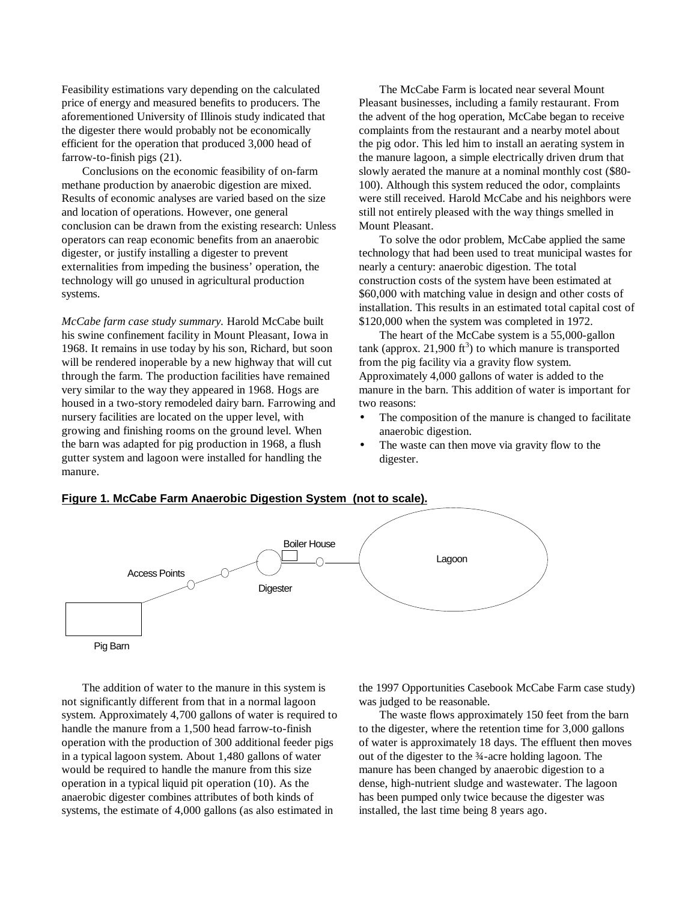Feasibility estimations vary depending on the calculated price of energy and measured benefits to producers. The aforementioned University of Illinois study indicated that the digester there would probably not be economically efficient for the operation that produced 3,000 head of farrow-to-finish pigs (21).

Conclusions on the economic feasibility of on-farm methane production by anaerobic digestion are mixed. Results of economic analyses are varied based on the size and location of operations. However, one general conclusion can be drawn from the existing research: Unless operators can reap economic benefits from an anaerobic digester, or justify installing a digester to prevent externalities from impeding the business' operation, the technology will go unused in agricultural production systems.

*McCabe farm case study summary.* Harold McCabe built his swine confinement facility in Mount Pleasant, Iowa in 1968. It remains in use today by his son, Richard, but soon will be rendered inoperable by a new highway that will cut through the farm. The production facilities have remained very similar to the way they appeared in 1968. Hogs are housed in a two-story remodeled dairy barn. Farrowing and nursery facilities are located on the upper level, with growing and finishing rooms on the ground level. When the barn was adapted for pig production in 1968, a flush gutter system and lagoon were installed for handling the manure.

The McCabe Farm is located near several Mount Pleasant businesses, including a family restaurant. From the advent of the hog operation, McCabe began to receive complaints from the restaurant and a nearby motel about the pig odor. This led him to install an aerating system in the manure lagoon, a simple electrically driven drum that slowly aerated the manure at a nominal monthly cost ($80-100). Although this system reduced the odor, complaints were still received. Harold McCabe and his neighbors were still not entirely pleased with the way things smelled in Mount Pleasant.

To solve the odor problem, McCabe applied the same technology that had been used to treat municipal wastes for nearly a century: anaerobic digestion. The total construction costs of the system have been estimated at $60,000 with matching value in design and other costs of installation. This results in an estimated total capital cost of $120,000 when the system was completed in 1972.

The heart of the McCabe system is a 55,000-gallon tank (approx. 21,900 ft$^3$) to which manure is transported from the pig facility via a gravity flow system. Approximately 4,000 gallons of water is added to the manure in the barn. This addition of water is important for two reasons:

- The composition of the manure is changed to facilitate anaerobic digestion.
- The waste can then move via gravity flow to the digester.

**Figure 1. McCabe Farm Anaerobic Digestion System (not to scale).**

The addition of water to the manure in this system is not significantly different from that in a normal lagoon system. Approximately 4,700 gallons of water is required to handle the manure from a 1,500 head farrow-to-finish operation with the production of 300 additional feeder pigs in a typical lagoon system. About 1,480 gallons of water would be required to handle the manure from this size operation in a typical liquid pit operation (10). As the anaerobic digester combines attributes of both kinds of systems, the estimate of 4,000 gallons (as also estimated in the 1997 Opportunities Casebook McCabe Farm case study) was judged to be reasonable.

The waste flows approximately 150 feet from the barn to the digester, where the retention time for 3,000 gallons of water is approximately 18 days. The effluent then moves out of the digester to the ¾-acre holding lagoon. The manure has been changed by anaerobic digestion to a dense, high-nutrient sludge and wastewater. The lagoon has been pumped only twice because the digester was installed, the last time being 8 years ago.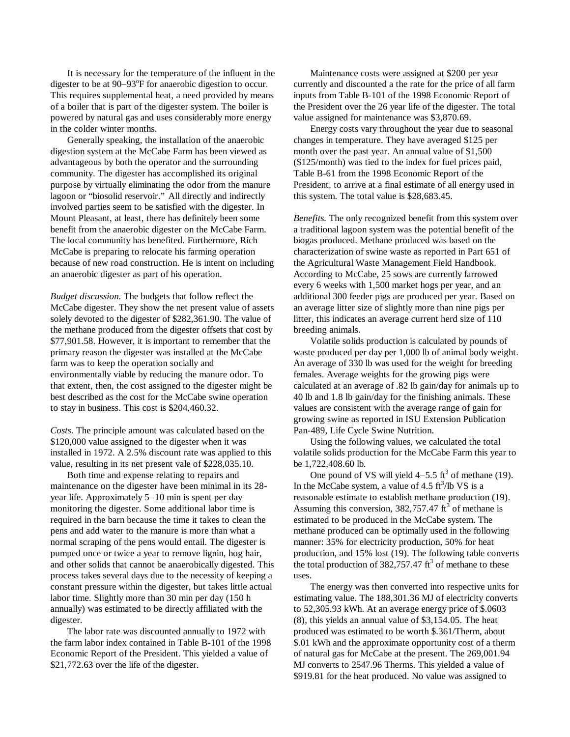It is necessary for the temperature of the influent in the digester to be at 90–93°F for anaerobic digestion to occur. This requires supplemental heat, a need provided by means of a boiler that is part of the digester system. The boiler is powered by natural gas and uses considerably more energy in the colder winter months.

Generally speaking, the installation of the anaerobic digestion system at the McCabe Farm has been viewed as advantageous by both the operator and the surrounding community. The digester has accomplished its original purpose by virtually eliminating the odor from the manure lagoon or "biosolid reservoir." All directly and indirectly involved parties seem to be satisfied with the digester. In Mount Pleasant, at least, there has definitely been some benefit from the anaerobic digester on the McCabe Farm. The local community has benefited. Furthermore, Rich McCabe is preparing to relocate his farming operation because of new road construction. He is intent on including an anaerobic digester as part of his operation.

*Budget discussion.* The budgets that follow reflect the McCabe digester. They show the net present value of assets solely devoted to the digester of $282,361.90. The value of the methane produced from the digester offsets that cost by $77,901.58. However, it is important to remember that the primary reason the digester was installed at the McCabe farm was to keep the operation socially and environmentally viable by reducing the manure odor. To that extent, then, the cost assigned to the digester might be best described as the cost for the McCabe swine operation to stay in business. This cost is $204,460.32.

*Costs.* The principle amount was calculated based on the $120,000 value assigned to the digester when it was installed in 1972. A 2.5% discount rate was applied to this value, resulting in its net present vale of $228,035.10.

Both time and expense relating to repairs and maintenance on the digester have been minimal in its 28-year life. Approximately 5–10 min is spent per day monitoring the digester. Some additional labor time is required in the barn because the time it takes to clean the pens and add water to the manure is more than what a normal scraping of the pens would entail. The digester is pumped once or twice a year to remove lignin, hog hair, and other solids that cannot be anaerobically digested. This process takes several days due to the necessity of keeping a constant pressure within the digester, but takes little actual labor time. Slightly more than 30 min per day (150 h annually) was estimated to be directly affiliated with the digester.

The labor rate was discounted annually to 1972 with the farm labor index contained in Table B-101 of the 1998 Economic Report of the President. This yielded a value of $21,772.63 over the life of the digester.

Maintenance costs were assigned at $200 per year currently and discounted a the rate for the price of all farm inputs from Table B-101 of the 1998 Economic Report of the President over the 26 year life of the digester. The total value assigned for maintenance was $3,870.69.

Energy costs vary throughout the year due to seasonal changes in temperature. They have averaged $125 per month over the past year. An annual value of $1,500 ($125/month) was tied to the index for fuel prices paid, Table B-61 from the 1998 Economic Report of the President, to arrive at a final estimate of all energy used in this system. The total value is $28,683.45.

*Benefits.* The only recognized benefit from this system over a traditional lagoon system was the potential benefit of the biogas produced. Methane produced was based on the characterization of swine waste as reported in Part 651 of the Agricultural Waste Management Field Handbook. According to McCabe, 25 sows are currently farrowed every 6 weeks with 1,500 market hogs per year, and an additional 300 feeder pigs are produced per year. Based on an average litter size of slightly more than nine pigs per litter, this indicates an average current herd size of 110 breeding animals.

Volatile solids production is calculated by pounds of waste produced per day per 1,000 lb of animal body weight. An average of 330 lb was used for the weight for breeding females. Average weights for the growing pigs were calculated at an average of .82 lb gain/day for animals up to 40 lb and 1.8 lb gain/day for the finishing animals. These values are consistent with the average range of gain for growing swine as reported in ISU Extension Publication Pan-489, Life Cycle Swine Nutrition.

Using the following values, we calculated the total volatile solids production for the McCabe Farm this year to be 1,722,408.60 lb.

One pound of VS will yield 4–5.5 $ft^3$ of methane (19). In the McCabe system, a value of 4.5 $ft^3$/lb VS is a reasonable estimate to establish methane production (19). Assuming this conversion, 382,757.47 $ft^3$ of methane is estimated to be produced in the McCabe system. The methane produced can be optimally used in the following manner: 35% for electricity production, 50% for heat production, and 15% lost (19). The following table converts the total production of 382,757.47 $ft^3$ of methane to these uses.

The energy was then converted into respective units for estimating value. The 188,301.36 MJ of electricity converts to 52,305.93 kWh. At an average energy price of $.0603 (8), this yields an annual value of $3,154.05. The heat produced was estimated to be worth $.361/Therm, about $.01 kWh and the approximate opportunity cost of a therm of natural gas for McCabe at the present. The 269,001.94 MJ converts to 2547.96 Therms. This yielded a value of $919.81 for the heat produced. No value was assigned to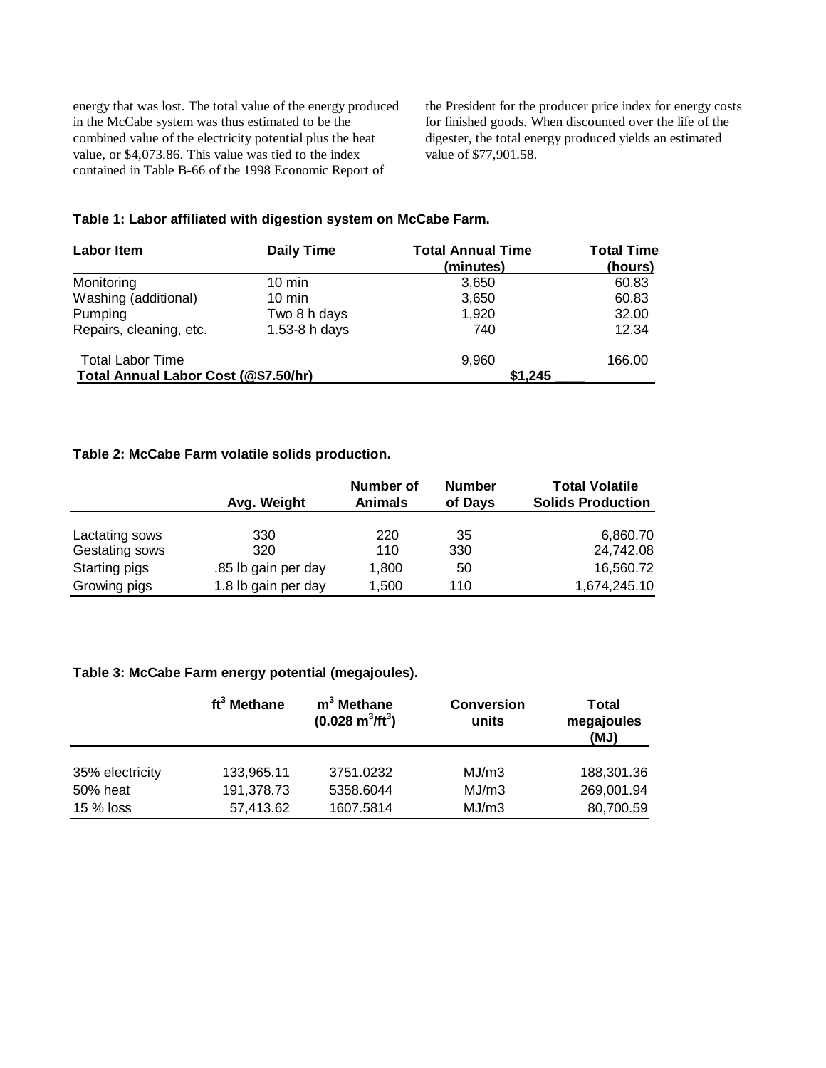energy that was lost. The total value of the energy produced in the McCabe system was thus estimated to be the combined value of the electricity potential plus the heat value, or $4,073.86. This value was tied to the index contained in Table B-66 of the 1998 Economic Report of the President for the producer price index for energy costs for finished goods. When discounted over the life of the digester, the total energy produced yields an estimated value of $77,901.58.

**Table 1: Labor affiliated with digestion system on McCabe Farm.**

| Labor Item | Daily Time | Total Annual Time (minutes) | Total Time (hours) |
|---|---|---|---|
| Monitoring | 10 min | 3,650 | 60.83 |
| Washing (additional) | 10 min | 3,650 | 60.83 |
| Pumping | Two 8 h days | 1,920 | 32.00 |
| Repairs, cleaning, etc. | 1.53-8 h days | 740 | 12.34 |
| Total Labor Time | | 9,960 | 166.00 |
| **Total Annual Labor Cost (@$7.50/hr)** | | **$1,245** | |

**Table 2: McCabe Farm volatile solids production.**

| | Avg. Weight | Number of Animals | Number of Days | Total Volatile Solids Production |
|---|---|---|---|---|
| Lactating sows | 330 | 220 | 35 | 6,860.70 |
| Gestating sows | 320 | 110 | 330 | 24,742.08 |
| Starting pigs | .85 lb gain per day | 1,800 | 50 | 16,560.72 |
| Growing pigs | 1.8 lb gain per day | 1,500 | 110 | 1,674,245.10 |

**Table 3: McCabe Farm energy potential (megajoules).**

| | $ft^3$ Methane | $m^3$ Methane ($0.028\ m^3/ft^3$) | Conversion units | Total megajoules (MJ) |
|---|---|---|---|---|
| 35% electricity | 133,965.11 | 3751.0232 | MJ/m3 | 188,301.36 |
| 50% heat | 191,378.73 | 5358.6044 | MJ/m3 | 269,001.94 |
| 15 % loss | 57,413.62 | 1607.5814 | MJ/m3 | 80,700.59 |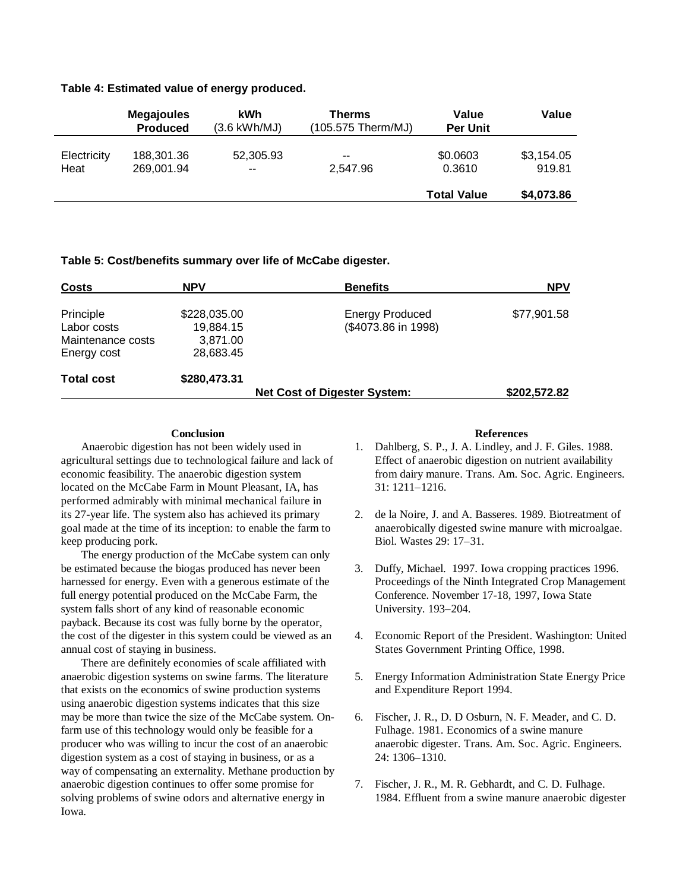**Table 4: Estimated value of energy produced.**

| | Megajoules Produced | kWh (3.6 kWh/MJ) | Therms (105.575 Therm/MJ) | Value Per Unit | Value |
|---|---|---|---|---|---|
| Electricity | 188,301.36 | 52,305.93 | -- | \$0.0603 | \$3,154.05 |
| Heat | 269,001.94 | -- | 2,547.96 | 0.3610 | 919.81 |
| | | | | **Total Value** | **\$4,073.86** |

**Table 5: Cost/benefits summary over life of McCabe digester.**

| Costs | NPV | Benefits | NPV |
|---|---|---|---|
| Principle | \$228,035.00 | Energy Produced (\$4073.86 in 1998) | \$77,901.58 |
| Labor costs | 19,884.15 | | |
| Maintenance costs | 3,871.00 | | |
| Energy cost | 28,683.45 | | |
| **Total cost** | **\$280,473.31** | | |
| | | **Net Cost of Digester System:** | **\$202,572.82** |

## Conclusion

Anaerobic digestion has not been widely used in agricultural settings due to technological failure and lack of economic feasibility. The anaerobic digestion system located on the McCabe Farm in Mount Pleasant, IA, has performed admirably with minimal mechanical failure in its 27-year life. The system also has achieved its primary goal made at the time of its inception: to enable the farm to keep producing pork.

The energy production of the McCabe system can only be estimated because the biogas produced has never been harnessed for energy. Even with a generous estimate of the full energy potential produced on the McCabe Farm, the system falls short of any kind of reasonable economic payback. Because its cost was fully borne by the operator, the cost of the digester in this system could be viewed as an annual cost of staying in business.

There are definitely economies of scale affiliated with anaerobic digestion systems on swine farms. The literature that exists on the economics of swine production systems using anaerobic digestion systems indicates that this size may be more than twice the size of the McCabe system. On-farm use of this technology would only be feasible for a producer who was willing to incur the cost of an anaerobic digestion system as a cost of staying in business, or as a way of compensating an externality. Methane production by anaerobic digestion continues to offer some promise for solving problems of swine odors and alternative energy in Iowa.

## References

1. Dahlberg, S. P., J. A. Lindley, and J. F. Giles. 1988. Effect of anaerobic digestion on nutrient availability from dairy manure. Trans. Am. Soc. Agric. Engineers. 31: 1211–1216.

2. de la Noire, J. and A. Basseres. 1989. Biotreatment of anaerobically digested swine manure with microalgae. Biol. Wastes 29: 17–31.

3. Duffy, Michael. 1997. Iowa cropping practices 1996. Proceedings of the Ninth Integrated Crop Management Conference. November 17-18, 1997, Iowa State University. 193–204.

4. Economic Report of the President. Washington: United States Government Printing Office, 1998.

5. Energy Information Administration State Energy Price and Expenditure Report 1994.

6. Fischer, J. R., D. D Osburn, N. F. Meader, and C. D. Fulhage. 1981. Economics of a swine manure anaerobic digester. Trans. Am. Soc. Agric. Engineers. 24: 1306–1310.

7. Fischer, J. R., M. R. Gebhardt, and C. D. Fulhage. 1984. Effluent from a swine manure anaerobic digester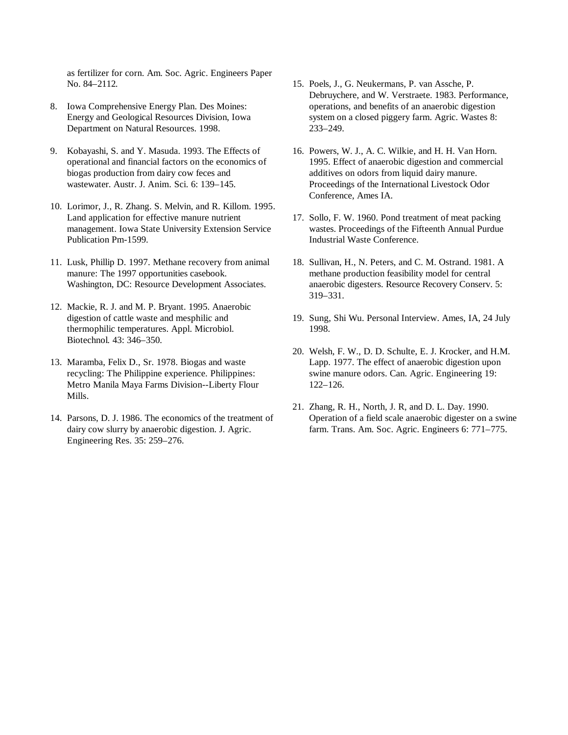as fertilizer for corn. Am. Soc. Agric. Engineers Paper No. 84–2112.

8. Iowa Comprehensive Energy Plan. Des Moines: Energy and Geological Resources Division, Iowa Department on Natural Resources. 1998.

9. Kobayashi, S. and Y. Masuda. 1993. The Effects of operational and financial factors on the economics of biogas production from dairy cow feces and wastewater. Austr. J. Anim. Sci. 6: 139–145.

10. Lorimor, J., R. Zhang. S. Melvin, and R. Killom. 1995. Land application for effective manure nutrient management. Iowa State University Extension Service Publication Pm-1599.

11. Lusk, Phillip D. 1997. Methane recovery from animal manure: The 1997 opportunities casebook. Washington, DC: Resource Development Associates.

12. Mackie, R. J. and M. P. Bryant. 1995. Anaerobic digestion of cattle waste and mesphilic and thermophilic temperatures. Appl. Microbiol. Biotechnol. 43: 346–350.

13. Maramba, Felix D., Sr. 1978. Biogas and waste recycling: The Philippine experience. Philippines: Metro Manila Maya Farms Division--Liberty Flour Mills.

14. Parsons, D. J. 1986. The economics of the treatment of dairy cow slurry by anaerobic digestion. J. Agric. Engineering Res. 35: 259–276.

15. Poels, J., G. Neukermans, P. van Assche, P. Debruychere, and W. Verstraete. 1983. Performance, operations, and benefits of an anaerobic digestion system on a closed piggery farm. Agric. Wastes 8: 233–249.

16. Powers, W. J., A. C. Wilkie, and H. H. Van Horn. 1995. Effect of anaerobic digestion and commercial additives on odors from liquid dairy manure. Proceedings of the International Livestock Odor Conference, Ames IA.

17. Sollo, F. W. 1960. Pond treatment of meat packing wastes. Proceedings of the Fifteenth Annual Purdue Industrial Waste Conference.

18. Sullivan, H., N. Peters, and C. M. Ostrand. 1981. A methane production feasibility model for central anaerobic digesters. Resource Recovery Conserv. 5: 319–331.

19. Sung, Shi Wu. Personal Interview. Ames, IA, 24 July 1998.

20. Welsh, F. W., D. D. Schulte, E. J. Krocker, and H.M. Lapp. 1977. The effect of anaerobic digestion upon swine manure odors. Can. Agric. Engineering 19: 122–126.

21. Zhang, R. H., North, J. R, and D. L. Day. 1990. Operation of a field scale anaerobic digester on a swine farm. Trans. Am. Soc. Agric. Engineers 6: 771–775.